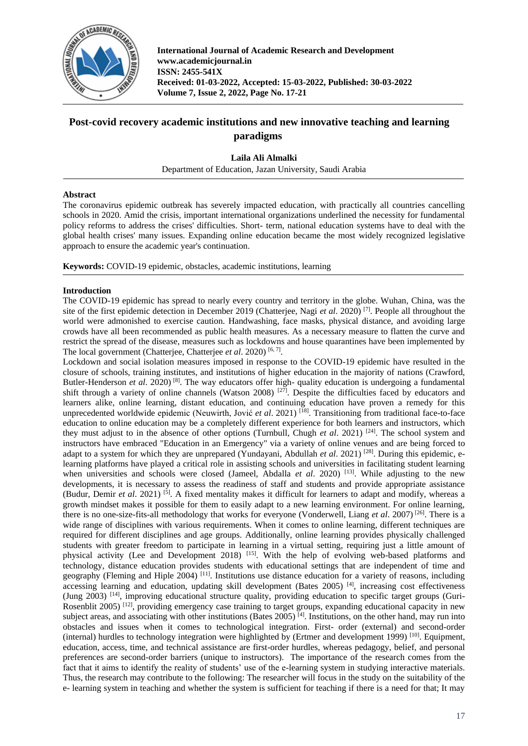# Post-covid recovery academic institutions and new innovative teaching and learning paradigms

**Laila Ali Almalki**

Department of Education, Jazan University, Saudi Arabia

## Abstract

The coronavirus epidemic outbreak has severely impacted education, with practically all countries cancelling schools in 2020. Amid the crisis, important international organizations underlined the necessity for fundamental policy reforms to address the crises' difficulties. Short- term, national education systems have to deal with the global health crises' many issues. Expanding online education became the most widely recognized legislative approach to ensure the academic year's continuation.

**Keywords:** COVID-19 epidemic, obstacles, academic institutions, learning

## Introduction

The COVID-19 epidemic has spread to nearly every country and territory in the globe. Wuhan, China, was the site of the first epidemic detection in December 2019 (Chatterjee, Nagi *et al*. 2020) [7]. People all throughout the world were admonished to exercise caution. Handwashing, face masks, physical distance, and avoiding large crowds have all been recommended as public health measures. As a necessary measure to flatten the curve and restrict the spread of the disease, measures such as lockdowns and house quarantines have been implemented by The local government (Chatterjee, Chatterjee *et al*. 2020) [6, 7].

Lockdown and social isolation measures imposed in response to the COVID-19 epidemic have resulted in the closure of schools, training institutes, and institutions of higher education in the majority of nations (Crawford, Butler-Henderson *et al*. 2020) [8]. The way educators offer high- quality education is undergoing a fundamental shift through a variety of online channels (Watson 2008) [27]. Despite the difficulties faced by educators and learners alike, online learning, distant education, and continuing education have proven a remedy for this unprecedented worldwide epidemic (Neuwirth, Jović *et al*. 2021) [18]. Transitioning from traditional face-to-face education to online education may be a completely different experience for both learners and instructors, which they must adjust to in the absence of other options (Turnbull, Chugh *et al*. 2021) [24]. The school system and instructors have embraced "Education in an Emergency" via a variety of online venues and are being forced to adapt to a system for which they are unprepared (Yundayani, Abdullah *et al*. 2021) [28]. During this epidemic, e-learning platforms have played a critical role in assisting schools and universities in facilitating student learning when universities and schools were closed (Jameel, Abdalla *et al*. 2020) [13]. While adjusting to the new developments, it is necessary to assess the readiness of staff and students and provide appropriate assistance (Budur, Demir *et al*. 2021) [5]. A fixed mentality makes it difficult for learners to adapt and modify, whereas a growth mindset makes it possible for them to easily adapt to a new learning environment. For online learning, there is no one-size-fits-all methodology that works for everyone (Vonderwell, Liang *et al*. 2007) [26]. There is a wide range of disciplines with various requirements. When it comes to online learning, different techniques are required for different disciplines and age groups. Additionally, online learning provides physically challenged students with greater freedom to participate in learning in a virtual setting, requiring just a little amount of physical activity (Lee and Development 2018) [15]. With the help of evolving web-based platforms and technology, distance education provides students with educational settings that are independent of time and geography (Fleming and Hiple 2004) [11]. Institutions use distance education for a variety of reasons, including accessing learning and education, updating skill development (Bates 2005) [4], increasing cost effectiveness (Jung 2003) [14], improving educational structure quality, providing education to specific target groups (Guri-Rosenblit 2005) [12], providing emergency case training to target groups, expanding educational capacity in new subject areas, and associating with other institutions (Bates 2005) [4]. Institutions, on the other hand, may run into obstacles and issues when it comes to technological integration. First- order (external) and second-order (internal) hurdles to technology integration were highlighted by (Ertmer and development 1999) [10]. Equipment, education, access, time, and technical assistance are first-order hurdles, whereas pedagogy, belief, and personal preferences are second-order barriers (unique to instructors). The importance of the research comes from the fact that it aims to identify the reality of students' use of the e-learning system in studying interactive materials. Thus, the research may contribute to the following: The researcher will focus in the study on the suitability of the e- learning system in teaching and whether the system is sufficient for teaching if there is a need for that; It may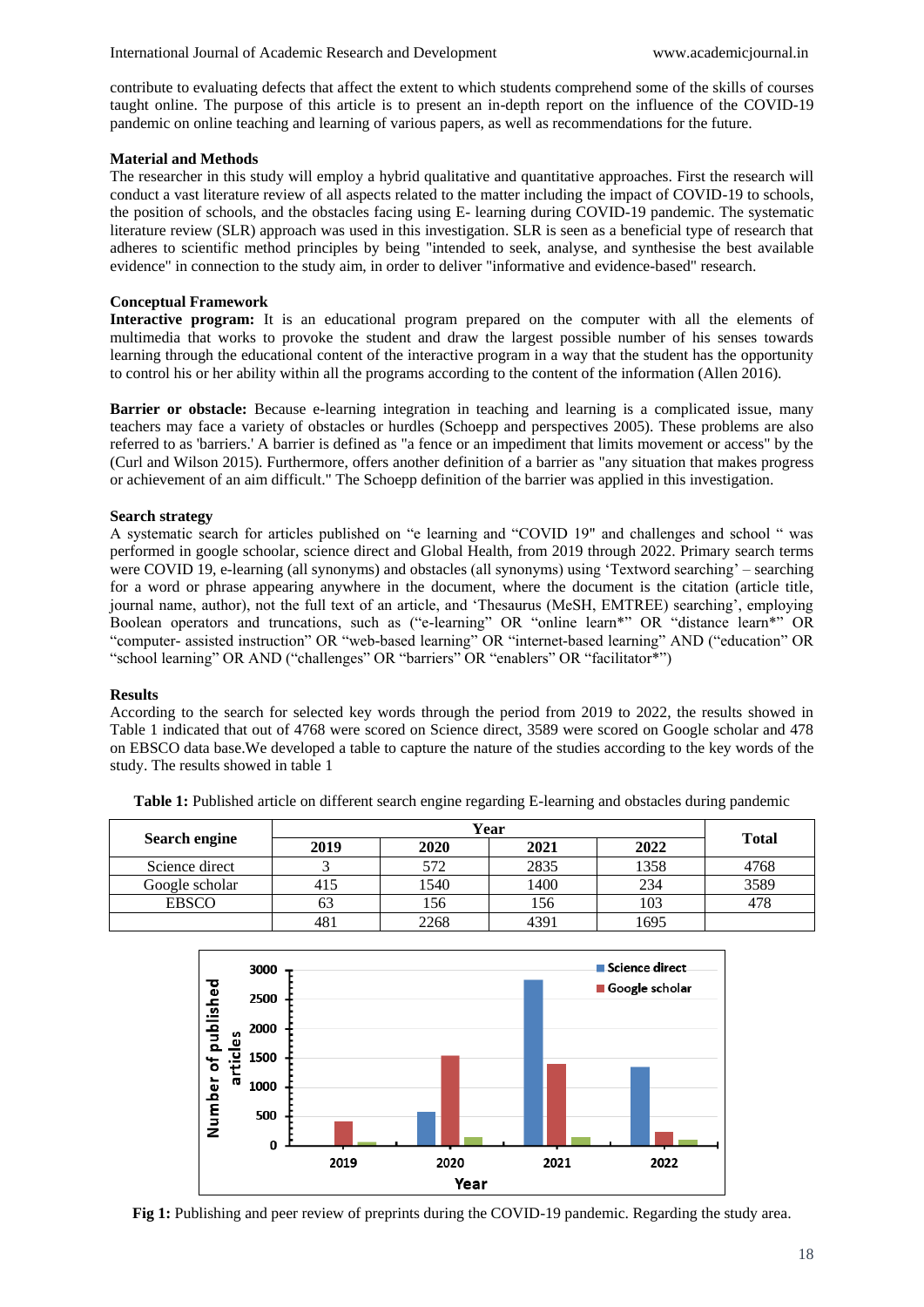contribute to evaluating defects that affect the extent to which students comprehend some of the skills of courses taught online. The purpose of this article is to present an in-depth report on the influence of the COVID-19 pandemic on online teaching and learning of various papers, as well as recommendations for the future.

## Material and Methods

The researcher in this study will employ a hybrid qualitative and quantitative approaches. First the research will conduct a vast literature review of all aspects related to the matter including the impact of COVID-19 to schools, the position of schools, and the obstacles facing using E- learning during COVID-19 pandemic. The systematic literature review (SLR) approach was used in this investigation. SLR is seen as a beneficial type of research that adheres to scientific method principles by being "intended to seek, analyse, and synthesise the best available evidence" in connection to the study aim, in order to deliver "informative and evidence-based" research.

## Conceptual Framework

**Interactive program:** It is an educational program prepared on the computer with all the elements of multimedia that works to provoke the student and draw the largest possible number of his senses towards learning through the educational content of the interactive program in a way that the student has the opportunity to control his or her ability within all the programs according to the content of the information (Allen 2016).

**Barrier or obstacle:** Because e-learning integration in teaching and learning is a complicated issue, many teachers may face a variety of obstacles or hurdles (Schoepp and perspectives 2005). These problems are also referred to as 'barriers.' A barrier is defined as "a fence or an impediment that limits movement or access" by the (Curl and Wilson 2015). Furthermore, offers another definition of a barrier as "any situation that makes progress or achievement of an aim difficult." The Schoepp definition of the barrier was applied in this investigation.

## Search strategy

A systematic search for articles published on "e learning and "COVID 19" and challenges and school " was performed in google schoolar, science direct and Global Health, from 2019 through 2022. Primary search terms were COVID 19, e-learning (all synonyms) and obstacles (all synonyms) using 'Textword searching' – searching for a word or phrase appearing anywhere in the document, where the document is the citation (article title, journal name, author), not the full text of an article, and 'Thesaurus (MeSH, EMTREE) searching', employing Boolean operators and truncations, such as ("e-learning" OR "online learn*" OR "distance learn*" OR "computer- assisted instruction" OR "web-based learning" OR "internet-based learning" AND ("education" OR "school learning" OR AND ("challenges" OR "barriers" OR "enablers" OR "facilitator*")

## Results

According to the search for selected key words through the period from 2019 to 2022, the results showed in Table 1 indicated that out of 4768 were scored on Science direct, 3589 were scored on Google scholar and 478 on EBSCO data base.We developed a table to capture the nature of the studies according to the key words of the study. The results showed in table 1

**Table 1:** Published article on different search engine regarding E-learning and obstacles during pandemic

| Search engine | Year | | | | Total |
|---|---|---|---|---|---|
| | 2019 | 2020 | 2021 | 2022 | |
| Science direct | 3 | 572 | 2835 | 1358 | 4768 |
| Google scholar | 415 | 1540 | 1400 | 234 | 3589 |
| EBSCO | 63 | 156 | 156 | 103 | 478 |
| | 481 | 2268 | 4391 | 1695 | |

**Fig 1:** Publishing and peer review of preprints during the COVID-19 pandemic. Regarding the study area.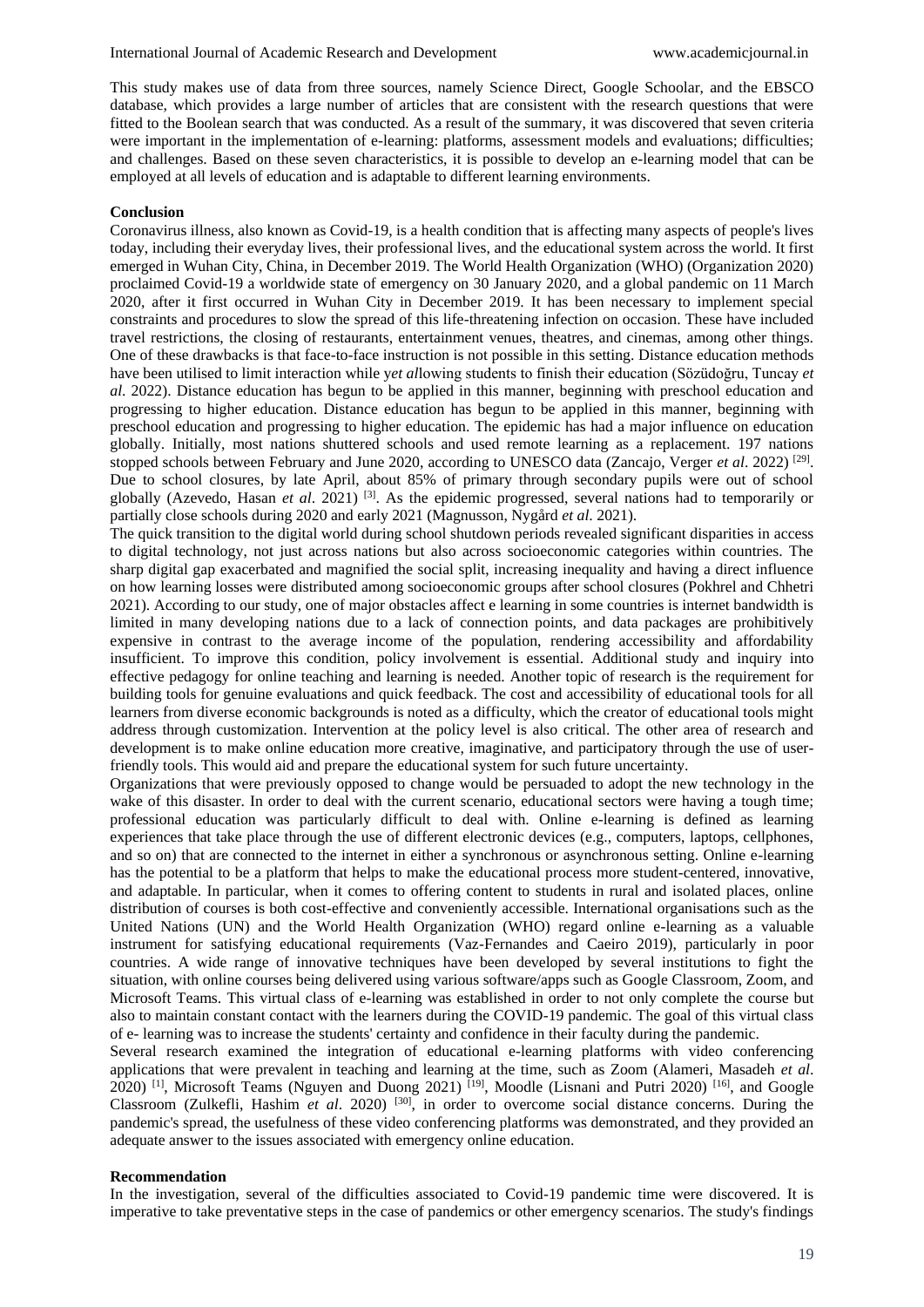This study makes use of data from three sources, namely Science Direct, Google Schoolar, and the EBSCO database, which provides a large number of articles that are consistent with the research questions that were fitted to the Boolean search that was conducted. As a result of the summary, it was discovered that seven criteria were important in the implementation of e-learning: platforms, assessment models and evaluations; difficulties; and challenges. Based on these seven characteristics, it is possible to develop an e-learning model that can be employed at all levels of education and is adaptable to different learning environments.

**Conclusion**

Coronavirus illness, also known as Covid-19, is a health condition that is affecting many aspects of people's lives today, including their everyday lives, their professional lives, and the educational system across the world. It first emerged in Wuhan City, China, in December 2019. The World Health Organization (WHO) (Organization 2020) proclaimed Covid-19 a worldwide state of emergency on 30 January 2020, and a global pandemic on 11 March 2020, after it first occurred in Wuhan City in December 2019. It has been necessary to implement special constraints and procedures to slow the spread of this life-threatening infection on occasion. These have included travel restrictions, the closing of restaurants, entertainment venues, theatres, and cinemas, among other things. One of these drawbacks is that face-to-face instruction is not possible in this setting. Distance education methods have been utilised to limit interaction while y*et al*lowing students to finish their education (Sözüdoğru, Tuncay *et al*. 2022). Distance education has begun to be applied in this manner, beginning with preschool education and progressing to higher education. Distance education has begun to be applied in this manner, beginning with preschool education and progressing to higher education. The epidemic has had a major influence on education globally. Initially, most nations shuttered schools and used remote learning as a replacement. 197 nations stopped schools between February and June 2020, according to UNESCO data (Zancajo, Verger *et al*. 2022) [29]. Due to school closures, by late April, about 85% of primary through secondary pupils were out of school globally (Azevedo, Hasan *et al*. 2021) [3]. As the epidemic progressed, several nations had to temporarily or partially close schools during 2020 and early 2021 (Magnusson, Nygård *et al*. 2021).

The quick transition to the digital world during school shutdown periods revealed significant disparities in access to digital technology, not just across nations but also across socioeconomic categories within countries. The sharp digital gap exacerbated and magnified the social split, increasing inequality and having a direct influence on how learning losses were distributed among socioeconomic groups after school closures (Pokhrel and Chhetri 2021). According to our study, one of major obstacles affect e learning in some countries is internet bandwidth is limited in many developing nations due to a lack of connection points, and data packages are prohibitively expensive in contrast to the average income of the population, rendering accessibility and affordability insufficient. To improve this condition, policy involvement is essential. Additional study and inquiry into effective pedagogy for online teaching and learning is needed. Another topic of research is the requirement for building tools for genuine evaluations and quick feedback. The cost and accessibility of educational tools for all learners from diverse economic backgrounds is noted as a difficulty, which the creator of educational tools might address through customization. Intervention at the policy level is also critical. The other area of research and development is to make online education more creative, imaginative, and participatory through the use of user-friendly tools. This would aid and prepare the educational system for such future uncertainty.

Organizations that were previously opposed to change would be persuaded to adopt the new technology in the wake of this disaster. In order to deal with the current scenario, educational sectors were having a tough time; professional education was particularly difficult to deal with. Online e-learning is defined as learning experiences that take place through the use of different electronic devices (e.g., computers, laptops, cellphones, and so on) that are connected to the internet in either a synchronous or asynchronous setting. Online e-learning has the potential to be a platform that helps to make the educational process more student-centered, innovative, and adaptable. In particular, when it comes to offering content to students in rural and isolated places, online distribution of courses is both cost-effective and conveniently accessible. International organisations such as the United Nations (UN) and the World Health Organization (WHO) regard online e-learning as a valuable instrument for satisfying educational requirements (Vaz-Fernandes and Caeiro 2019), particularly in poor countries. A wide range of innovative techniques have been developed by several institutions to fight the situation, with online courses being delivered using various software/apps such as Google Classroom, Zoom, and Microsoft Teams. This virtual class of e-learning was established in order to not only complete the course but also to maintain constant contact with the learners during the COVID-19 pandemic. The goal of this virtual class of e- learning was to increase the students' certainty and confidence in their faculty during the pandemic.

Several research examined the integration of educational e-learning platforms with video conferencing applications that were prevalent in teaching and learning at the time, such as Zoom (Alameri, Masadeh *et al*. 2020) [1], Microsoft Teams (Nguyen and Duong 2021) [19], Moodle (Lisnani and Putri 2020) [16], and Google Classroom (Zulkefli, Hashim *et al*. 2020) [30], in order to overcome social distance concerns. During the pandemic's spread, the usefulness of these video conferencing platforms was demonstrated, and they provided an adequate answer to the issues associated with emergency online education.

**Recommendation**

In the investigation, several of the difficulties associated to Covid-19 pandemic time were discovered. It is imperative to take preventative steps in the case of pandemics or other emergency scenarios. The study's findings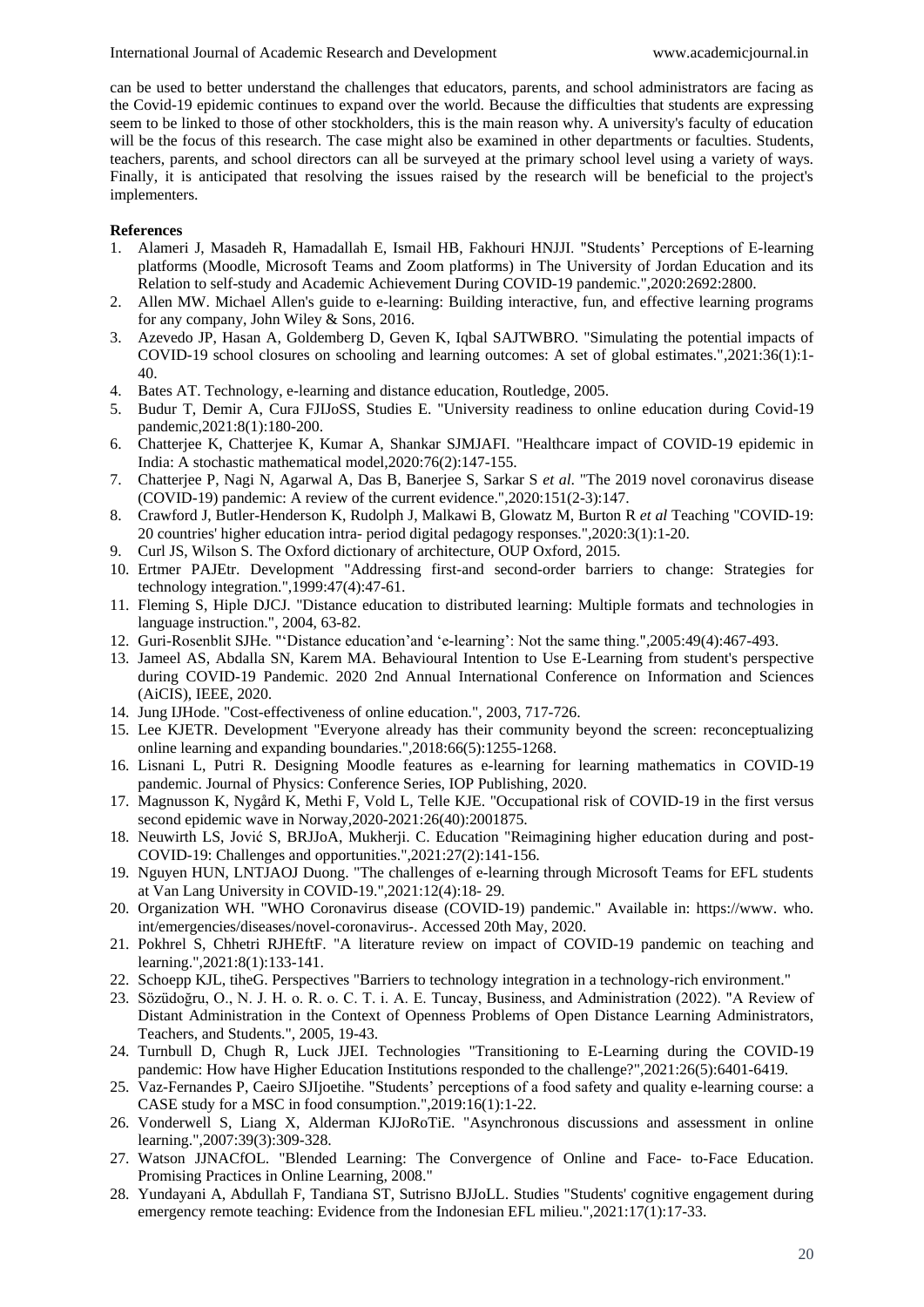can be used to better understand the challenges that educators, parents, and school administrators are facing as the Covid-19 epidemic continues to expand over the world. Because the difficulties that students are expressing seem to be linked to those of other stockholders, this is the main reason why. A university's faculty of education will be the focus of this research. The case might also be examined in other departments or faculties. Students, teachers, parents, and school directors can all be surveyed at the primary school level using a variety of ways. Finally, it is anticipated that resolving the issues raised by the research will be beneficial to the project's implementers.

**References**

1. Alameri J, Masadeh R, Hamadallah E, Ismail HB, Fakhouri HNJJI. "Students' Perceptions of E-learning platforms (Moodle, Microsoft Teams and Zoom platforms) in The University of Jordan Education and its Relation to self-study and Academic Achievement During COVID-19 pandemic.",2020:2692:2800.
2. Allen MW. Michael Allen's guide to e-learning: Building interactive, fun, and effective learning programs for any company, John Wiley & Sons, 2016.
3. Azevedo JP, Hasan A, Goldemberg D, Geven K, Iqbal SAJTWBRO. "Simulating the potential impacts of COVID-19 school closures on schooling and learning outcomes: A set of global estimates.",2021:36(1):1-40.
4. Bates AT. Technology, e-learning and distance education, Routledge, 2005.
5. Budur T, Demir A, Cura FJIJoSS, Studies E. "University readiness to online education during Covid-19 pandemic,2021:8(1):180-200.
6. Chatterjee K, Chatterjee K, Kumar A, Shankar SJMJAFI. "Healthcare impact of COVID-19 epidemic in India: A stochastic mathematical model,2020:76(2):147-155.
7. Chatterjee P, Nagi N, Agarwal A, Das B, Banerjee S, Sarkar S *et al*. "The 2019 novel coronavirus disease (COVID-19) pandemic: A review of the current evidence.",2020:151(2-3):147.
8. Crawford J, Butler-Henderson K, Rudolph J, Malkawi B, Glowatz M, Burton R *et al* Teaching "COVID-19: 20 countries' higher education intra- period digital pedagogy responses.",2020:3(1):1-20.
9. Curl JS, Wilson S. The Oxford dictionary of architecture, OUP Oxford, 2015.
10. Ertmer PAJEtr. Development "Addressing first-and second-order barriers to change: Strategies for technology integration.",1999:47(4):47-61.
11. Fleming S, Hiple DJCJ. "Distance education to distributed learning: Multiple formats and technologies in language instruction.", 2004, 63-82.
12. Guri-Rosenblit SJHe. "'Distance education'and 'e-learning': Not the same thing.",2005:49(4):467-493.
13. Jameel AS, Abdalla SN, Karem MA. Behavioural Intention to Use E-Learning from student's perspective during COVID-19 Pandemic. 2020 2nd Annual International Conference on Information and Sciences (AiCIS), IEEE, 2020.
14. Jung IJHode. "Cost-effectiveness of online education.", 2003, 717-726.
15. Lee KJETR. Development "Everyone already has their community beyond the screen: reconceptualizing online learning and expanding boundaries.",2018:66(5):1255-1268.
16. Lisnani L, Putri R. Designing Moodle features as e-learning for learning mathematics in COVID-19 pandemic. Journal of Physics: Conference Series, IOP Publishing, 2020.
17. Magnusson K, Nygård K, Methi F, Vold L, Telle KJE. "Occupational risk of COVID-19 in the first versus second epidemic wave in Norway,2020-2021:26(40):2001875.
18. Neuwirth LS, Jović S, BRJJoA, Mukherji. C. Education "Reimagining higher education during and post-COVID-19: Challenges and opportunities.",2021:27(2):141-156.
19. Nguyen HUN, LNTJAOJ Duong. "The challenges of e-learning through Microsoft Teams for EFL students at Van Lang University in COVID-19.",2021:12(4):18- 29.
20. Organization WH. "WHO Coronavirus disease (COVID-19) pandemic." Available in: https://www. who. int/emergencies/diseases/novel-coronavirus-. Accessed 20th May, 2020.
21. Pokhrel S, Chhetri RJHEftF. "A literature review on impact of COVID-19 pandemic on teaching and learning.",2021:8(1):133-141.
22. Schoepp KJL, tiheG. Perspectives "Barriers to technology integration in a technology-rich environment."
23. Sözüdoğru, O., N. J. H. o. R. o. C. T. i. A. E. Tuncay, Business, and Administration (2022). "A Review of Distant Administration in the Context of Openness Problems of Open Distance Learning Administrators, Teachers, and Students.", 2005, 19-43.
24. Turnbull D, Chugh R, Luck JJEI. Technologies "Transitioning to E-Learning during the COVID-19 pandemic: How have Higher Education Institutions responded to the challenge?",2021:26(5):6401-6419.
25. Vaz-Fernandes P, Caeiro SJIjoetihe. "Students' perceptions of a food safety and quality e-learning course: a CASE study for a MSC in food consumption.",2019:16(1):1-22.
26. Vonderwell S, Liang X, Alderman KJJoRoTiE. "Asynchronous discussions and assessment in online learning.",2007:39(3):309-328.
27. Watson JJNACfOL. "Blended Learning: The Convergence of Online and Face- to-Face Education. Promising Practices in Online Learning, 2008."
28. Yundayani A, Abdullah F, Tandiana ST, Sutrisno BJJoLL. Studies "Students' cognitive engagement during emergency remote teaching: Evidence from the Indonesian EFL milieu.",2021:17(1):17-33.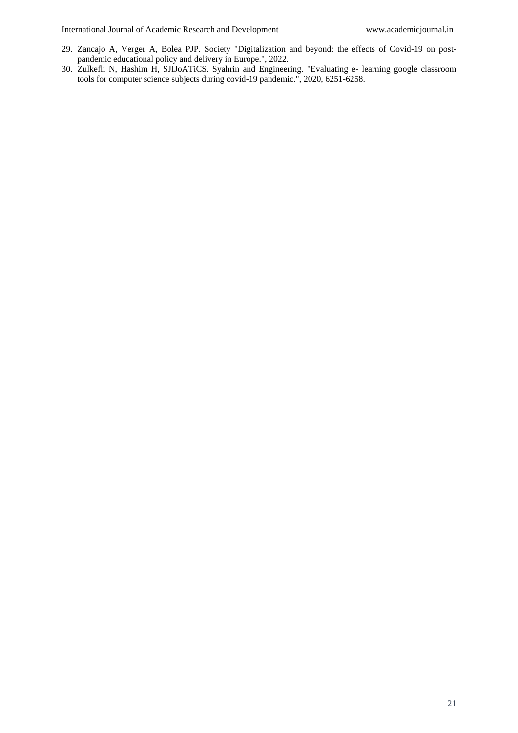29. Zancajo A, Verger A, Bolea PJP. Society "Digitalization and beyond: the effects of Covid-19 on post-pandemic educational policy and delivery in Europe.", 2022.
30. Zulkefli N, Hashim H, SJIJoATiCS. Syahrin and Engineering. "Evaluating e- learning google classroom tools for computer science subjects during covid-19 pandemic.", 2020, 6251-6258.